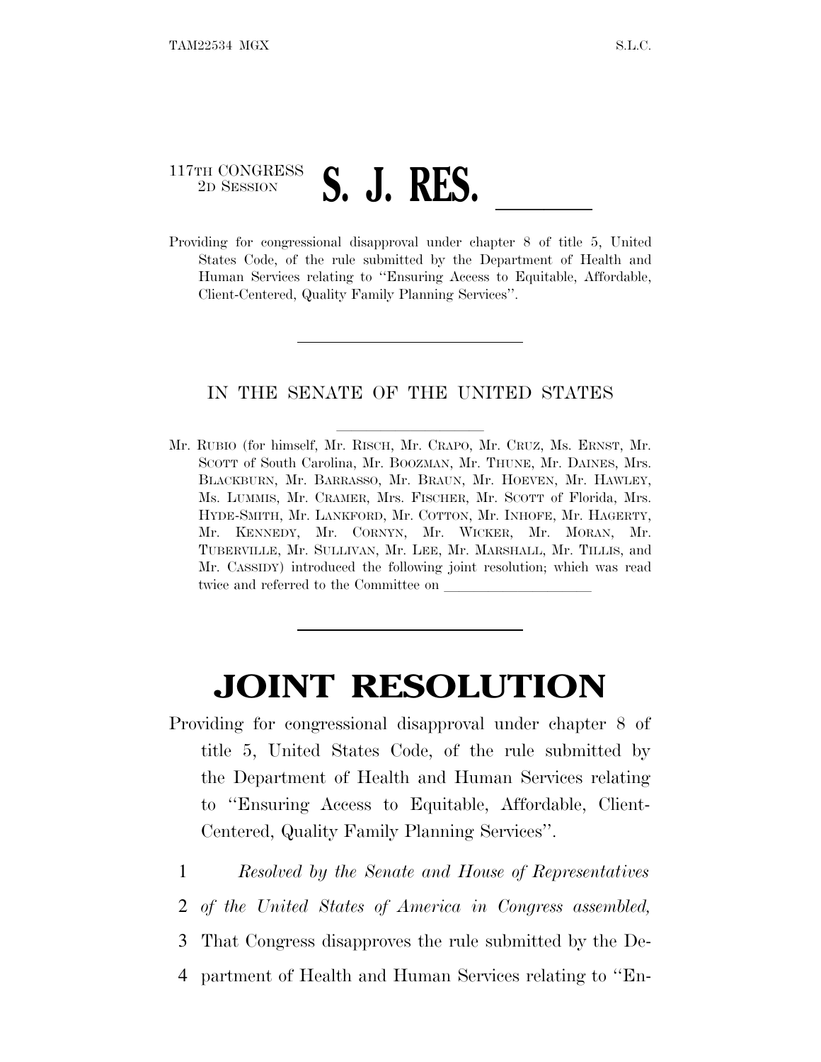117TH CONGRESS
2D SESSION

# S. J. RES. \_\_\_\_\_\_

Providing for congressional disapproval under chapter 8 of title 5, United States Code, of the rule submitted by the Department of Health and Human Services relating to ''Ensuring Access to Equitable, Affordable, Client-Centered, Quality Family Planning Services''.

---

IN THE SENATE OF THE UNITED STATES

Mr. RUBIO (for himself, Mr. RISCH, Mr. CRAPO, Mr. CRUZ, Ms. ERNST, Mr. SCOTT of South Carolina, Mr. BOOZMAN, Mr. THUNE, Mr. DAINES, Mrs. BLACKBURN, Mr. BARRASSO, Mr. BRAUN, Mr. HOEVEN, Mr. HAWLEY, Ms. LUMMIS, Mr. CRAMER, Mrs. FISCHER, Mr. SCOTT of Florida, Mrs. HYDE-SMITH, Mr. LANKFORD, Mr. COTTON, Mr. INHOFE, Mr. HAGERTY, Mr. KENNEDY, Mr. CORNYN, Mr. WICKER, Mr. MORAN, Mr. TUBERVILLE, Mr. SULLIVAN, Mr. LEE, Mr. MARSHALL, Mr. TILLIS, and Mr. CASSIDY) introduced the following joint resolution; which was read twice and referred to the Committee on \_\_\_\_\_\_\_\_\_\_\_\_\_\_\_\_\_\_\_\_

---

# JOINT RESOLUTION

Providing for congressional disapproval under chapter 8 of title 5, United States Code, of the rule submitted by the Department of Health and Human Services relating to ''Ensuring Access to Equitable, Affordable, Client-Centered, Quality Family Planning Services''.

1 *Resolved by the Senate and House of Representatives*
2 *of the United States of America in Congress assembled,*
3 That Congress disapproves the rule submitted by the De-
4 partment of Health and Human Services relating to ''En-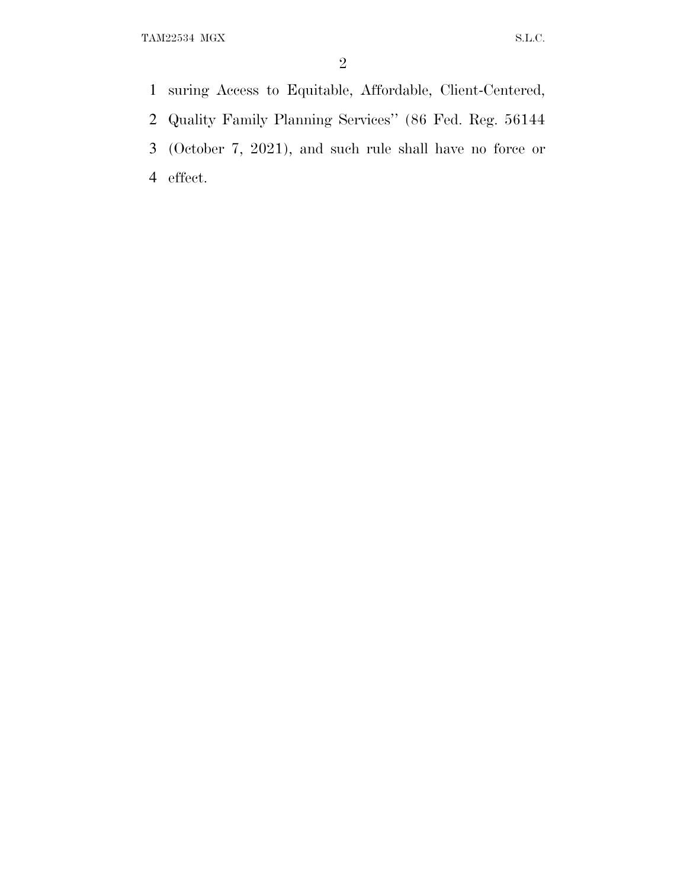suring Access to Equitable, Affordable, Client-Centered, Quality Family Planning Services'' (86 Fed. Reg. 56144 (October 7, 2021), and such rule shall have no force or effect.